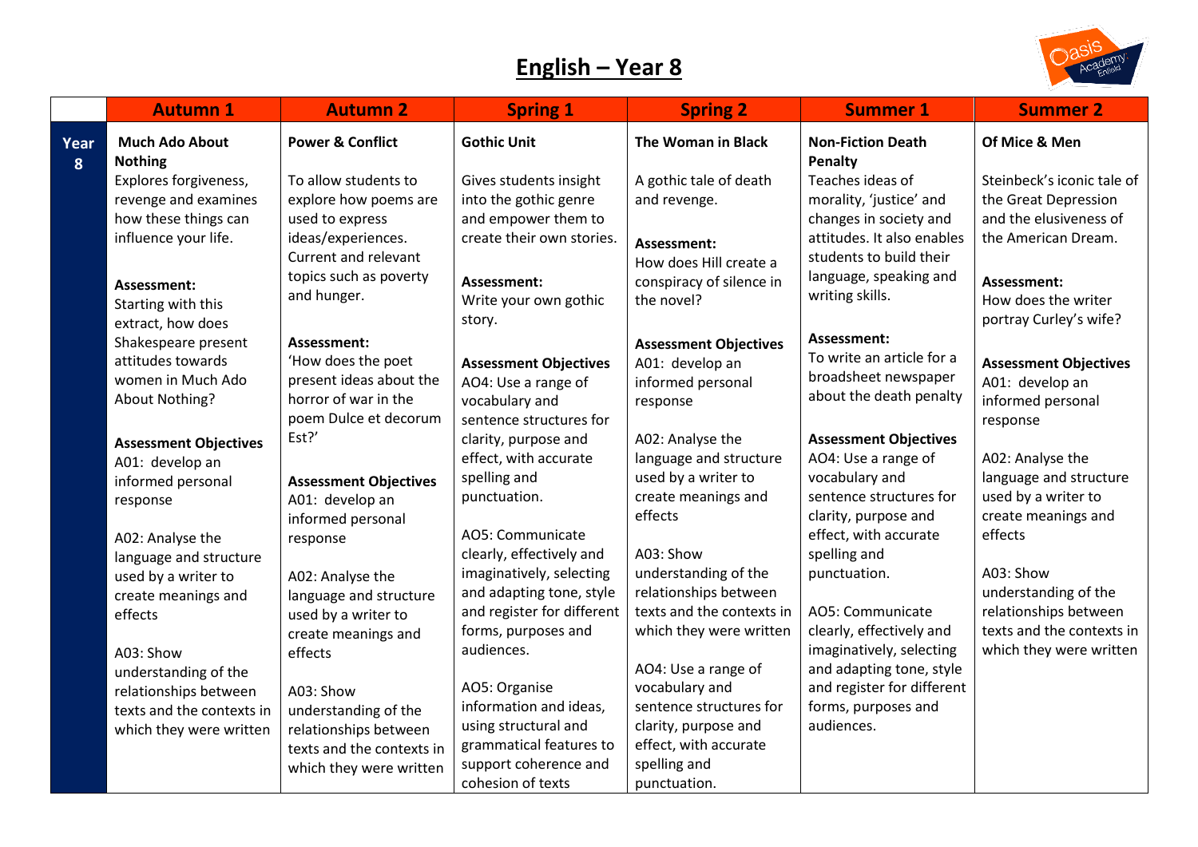# English – Year 8

| | Autumn 1 | Autumn 2 | Spring 1 | Spring 2 | Summer 1 | Summer 2 |
|---|---|---|---|---|---|---|
| **Year 8** | **Much Ado About Nothing**<br>Explores forgiveness, revenge and examines how these things can influence your life.<br><br>**Assessment:**<br>Starting with this extract, how does Shakespeare present attitudes towards women in Much Ado About Nothing?<br><br>**Assessment Objectives**<br>A01: develop an informed personal response<br><br>A02: Analyse the language and structure used by a writer to create meanings and effects<br><br>A03: Show understanding of the relationships between texts and the contexts in which they were written | **Power & Conflict**<br>To allow students to explore how poems are used to express ideas/experiences. Current and relevant topics such as poverty and hunger.<br><br>**Assessment:**<br>'How does the poet present ideas about the horror of war in the poem Dulce et decorum Est?'<br><br>**Assessment Objectives**<br>A01: develop an informed personal response<br><br>A02: Analyse the language and structure used by a writer to create meanings and effects<br><br>A03: Show understanding of the relationships between texts and the contexts in which they were written | **Gothic Unit**<br>Gives students insight into the gothic genre and empower them to create their own stories.<br><br>**Assessment:**<br>Write your own gothic story.<br><br>**Assessment Objectives**<br>AO4: Use a range of vocabulary and sentence structures for clarity, purpose and effect, with accurate spelling and punctuation.<br><br>AO5: Communicate clearly, effectively and imaginatively, selecting and adapting tone, style and register for different forms, purposes and audiences.<br><br>AO5: Organise information and ideas, using structural and grammatical features to support coherence and cohesion of texts | **The Woman in Black**<br>A gothic tale of death and revenge.<br><br>**Assessment:**<br>How does Hill create a conspiracy of silence in the novel?<br><br>**Assessment Objectives**<br>A01: develop an informed personal response<br><br>A02: Analyse the language and structure used by a writer to create meanings and effects<br><br>A03: Show understanding of the relationships between texts and the contexts in which they were written<br><br>AO4: Use a range of vocabulary and sentence structures for clarity, purpose and effect, with accurate spelling and punctuation. | **Non-Fiction Death Penalty**<br>Teaches ideas of morality, 'justice' and changes in society and attitudes. It also enables students to build their language, speaking and writing skills.<br><br>**Assessment:**<br>To write an article for a broadsheet newspaper about the death penalty<br><br>**Assessment Objectives**<br>AO4: Use a range of vocabulary and sentence structures for clarity, purpose and effect, with accurate spelling and punctuation.<br><br>AO5: Communicate clearly, effectively and imaginatively, selecting and adapting tone, style and register for different forms, purposes and audiences. | **Of Mice & Men**<br>Steinbeck's iconic tale of the Great Depression and the elusiveness of the American Dream.<br><br>**Assessment:**<br>How does the writer portray Curley's wife?<br><br>**Assessment Objectives**<br>A01: develop an informed personal response<br><br>A02: Analyse the language and structure used by a writer to create meanings and effects<br><br>A03: Show understanding of the relationships between texts and the contexts in which they were written |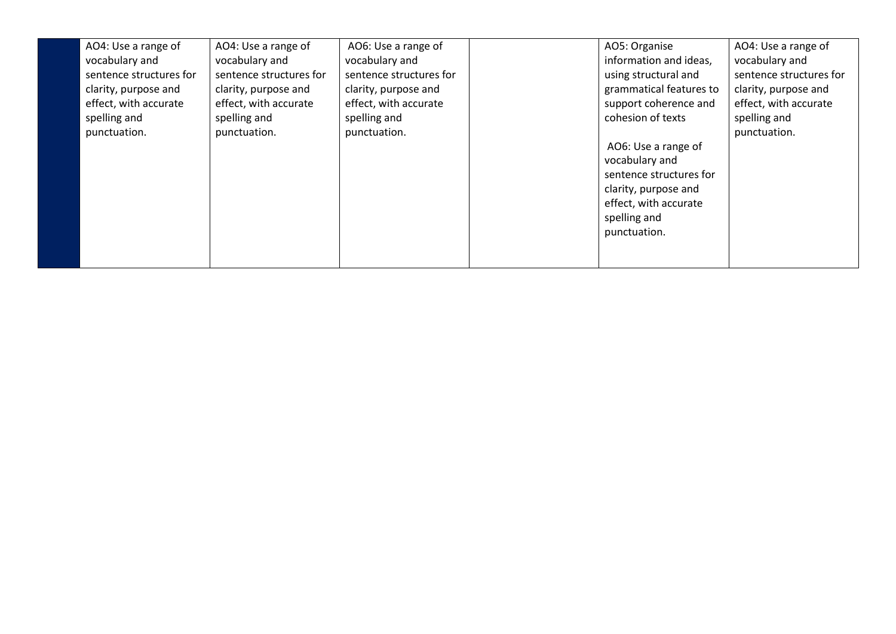| | | | | | | |
|---|---|---|---|---|---|---|
| | AO4: Use a range of vocabulary and sentence structures for clarity, purpose and effect, with accurate spelling and punctuation. | AO4: Use a range of vocabulary and sentence structures for clarity, purpose and effect, with accurate spelling and punctuation. | AO6: Use a range of vocabulary and sentence structures for clarity, purpose and effect, with accurate spelling and punctuation. | | AO5: Organise information and ideas, using structural and grammatical features to support coherence and cohesion of texts<br><br>AO6: Use a range of vocabulary and sentence structures for clarity, purpose and effect, with accurate spelling and punctuation. | AO4: Use a range of vocabulary and sentence structures for clarity, purpose and effect, with accurate spelling and punctuation. |